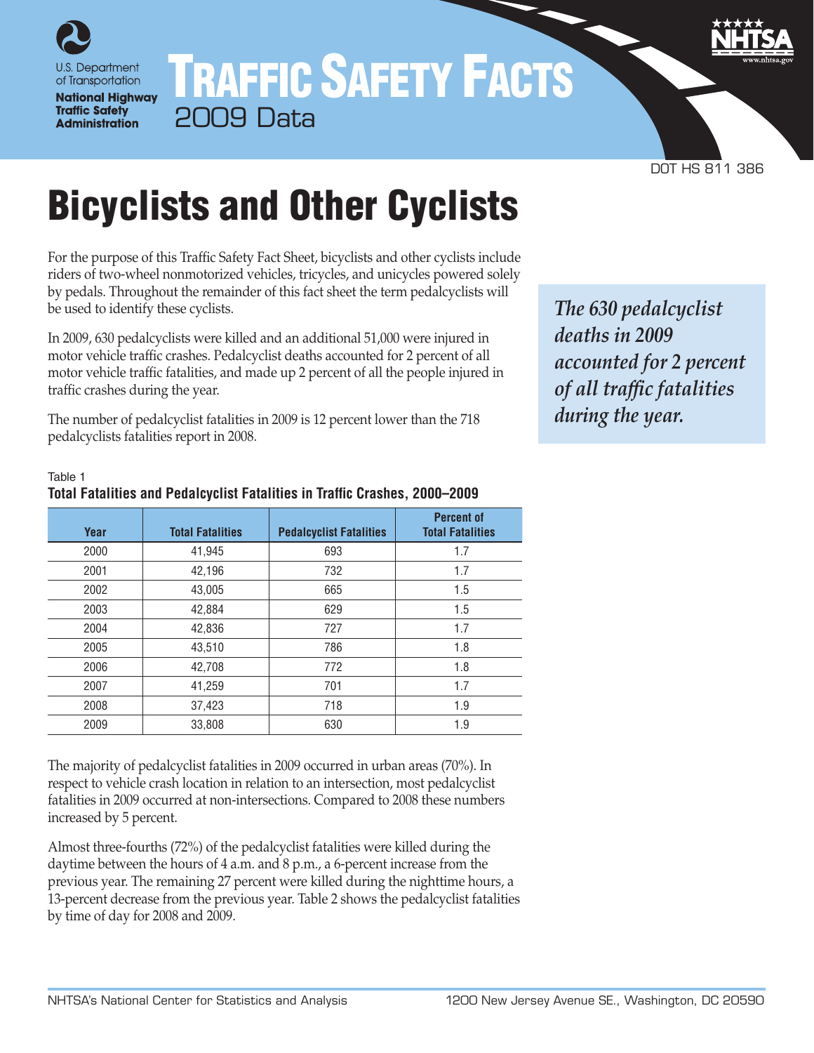U.S. Department of Transportation
**National Highway Traffic Safety Administration**

# TRAFFIC SAFETY FACTS
2009 Data

DOT HS 811 386

# Bicyclists and Other Cyclists

For the purpose of this Traffic Safety Fact Sheet, bicyclists and other cyclists include riders of two-wheel nonmotorized vehicles, tricycles, and unicycles powered solely by pedals. Throughout the remainder of this fact sheet the term pedalcyclists will be used to identify these cyclists.

In 2009, 630 pedalcyclists were killed and an additional 51,000 were injured in motor vehicle traffic crashes. Pedalcyclist deaths accounted for 2 percent of all motor vehicle traffic fatalities, and made up 2 percent of all the people injured in traffic crashes during the year.

The number of pedalcyclist fatalities in 2009 is 12 percent lower than the 718 pedalcyclists fatalities report in 2008.

*The 630 pedalcyclist deaths in 2009 accounted for 2 percent of all traffic fatalities during the year.*

Table 1
**Total Fatalities and Pedalcyclist Fatalities in Traffic Crashes, 2000–2009**

| Year | Total Fatalities | Pedalcyclist Fatalities | Percent of Total Fatalities |
|---|---|---|---|
| 2000 | 41,945 | 693 | 1.7 |
| 2001 | 42,196 | 732 | 1.7 |
| 2002 | 43,005 | 665 | 1.5 |
| 2003 | 42,884 | 629 | 1.5 |
| 2004 | 42,836 | 727 | 1.7 |
| 2005 | 43,510 | 786 | 1.8 |
| 2006 | 42,708 | 772 | 1.8 |
| 2007 | 41,259 | 701 | 1.7 |
| 2008 | 37,423 | 718 | 1.9 |
| 2009 | 33,808 | 630 | 1.9 |

The majority of pedalcyclist fatalities in 2009 occurred in urban areas (70%). In respect to vehicle crash location in relation to an intersection, most pedalcyclist fatalities in 2009 occurred at non-intersections. Compared to 2008 these numbers increased by 5 percent.

Almost three-fourths (72%) of the pedalcyclist fatalities were killed during the daytime between the hours of 4 a.m. and 8 p.m., a 6-percent increase from the previous year. The remaining 27 percent were killed during the nighttime hours, a 13-percent decrease from the previous year. Table 2 shows the pedalcyclist fatalities by time of day for 2008 and 2009.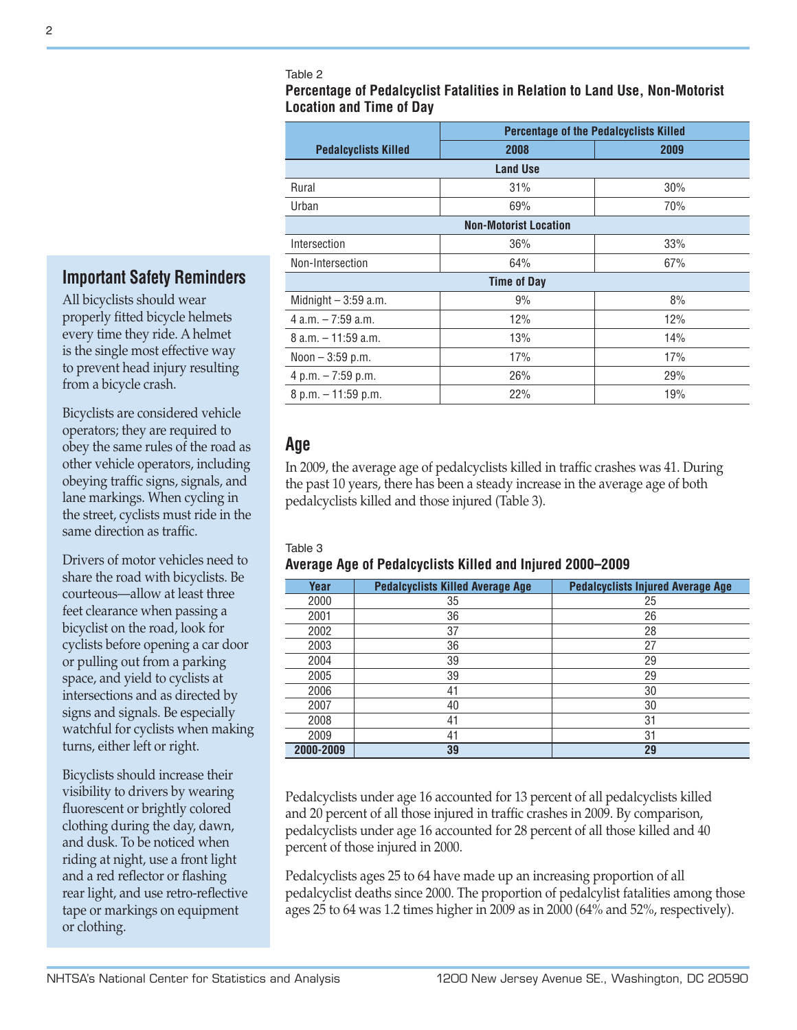Table 2

**Percentage of Pedalcyclist Fatalities in Relation to Land Use, Non-Motorist Location and Time of Day**

| Pedalcyclists Killed | Percentage of the Pedalcyclists Killed | |
|---|---|---|
| | 2008 | 2009 |
| **Land Use** | | |
| Rural | 31% | 30% |
| Urban | 69% | 70% |
| **Non-Motorist Location** | | |
| Intersection | 36% | 33% |
| Non-Intersection | 64% | 67% |
| **Time of Day** | | |
| Midnight – 3:59 a.m. | 9% | 8% |
| 4 a.m. – 7:59 a.m. | 12% | 12% |
| 8 a.m. – 11:59 a.m. | 13% | 14% |
| Noon – 3:59 p.m. | 17% | 17% |
| 4 p.m. – 7:59 p.m. | 26% | 29% |
| 8 p.m. – 11:59 p.m. | 22% | 19% |

## Age

In 2009, the average age of pedalcyclists killed in traffic crashes was 41. During the past 10 years, there has been a steady increase in the average age of both pedalcyclists killed and those injured (Table 3).

Table 3

**Average Age of Pedalcyclists Killed and Injured 2000–2009**

| Year | Pedalcyclists Killed Average Age | Pedalcyclists Injured Average Age |
|---|---|---|
| 2000 | 35 | 25 |
| 2001 | 36 | 26 |
| 2002 | 37 | 28 |
| 2003 | 36 | 27 |
| 2004 | 39 | 29 |
| 2005 | 39 | 29 |
| 2006 | 41 | 30 |
| 2007 | 40 | 30 |
| 2008 | 41 | 31 |
| 2009 | 41 | 31 |
| **2000-2009** | **39** | **29** |

Pedalcyclists under age 16 accounted for 13 percent of all pedalcyclists killed and 20 percent of all those injured in traffic crashes in 2009. By comparison, pedalcyclists under age 16 accounted for 28 percent of all those killed and 40 percent of those injured in 2000.

Pedalcyclists ages 25 to 64 have made up an increasing proportion of all pedalcyclist deaths since 2000. The proportion of pedalcylist fatalities among those ages 25 to 64 was 1.2 times higher in 2009 as in 2000 (64% and 52%, respectively).

## Important Safety Reminders

All bicyclists should wear properly fitted bicycle helmets every time they ride. A helmet is the single most effective way to prevent head injury resulting from a bicycle crash.

Bicyclists are considered vehicle operators; they are required to obey the same rules of the road as other vehicle operators, including obeying traffic signs, signals, and lane markings. When cycling in the street, cyclists must ride in the same direction as traffic.

Drivers of motor vehicles need to share the road with bicyclists. Be courteous—allow at least three feet clearance when passing a bicyclist on the road, look for cyclists before opening a car door or pulling out from a parking space, and yield to cyclists at intersections and as directed by signs and signals. Be especially watchful for cyclists when making turns, either left or right.

Bicyclists should increase their visibility to drivers by wearing fluorescent or brightly colored clothing during the day, dawn, and dusk. To be noticed when riding at night, use a front light and a red reflector or flashing rear light, and use retro-reflective tape or markings on equipment or clothing.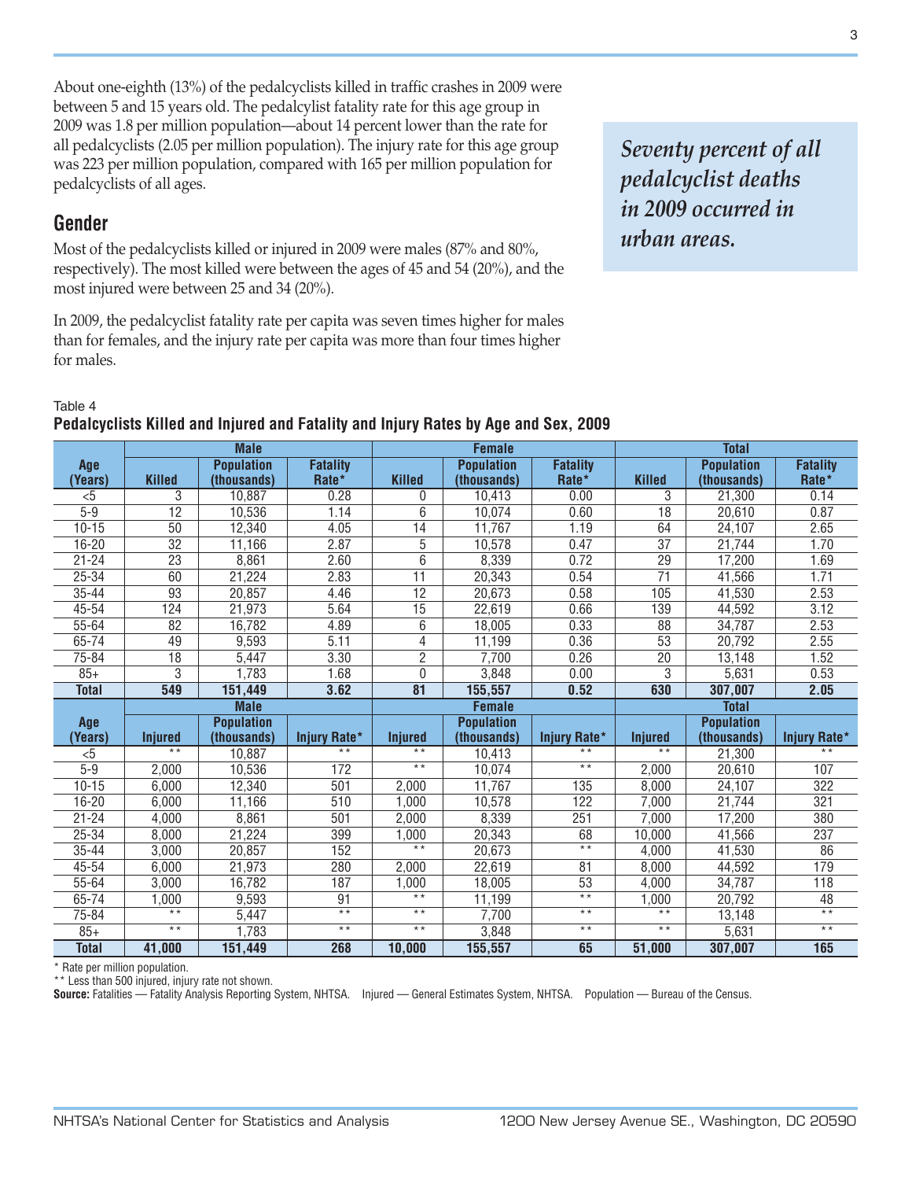About one-eighth (13%) of the pedalcyclists killed in traffic crashes in 2009 were between 5 and 15 years old. The pedalcyclist fatality rate for this age group in 2009 was 1.8 per million population—about 14 percent lower than the rate for all pedalcyclists (2.05 per million population). The injury rate for this age group was 223 per million population, compared with 165 per million population for pedalcyclists of all ages.

*Seventy percent of all pedalcyclist deaths in 2009 occurred in urban areas.*

## Gender

Most of the pedalcyclists killed or injured in 2009 were males (87% and 80%, respectively). The most killed were between the ages of 45 and 54 (20%), and the most injured were between 25 and 34 (20%).

In 2009, the pedalcyclist fatality rate per capita was seven times higher for males than for females, and the injury rate per capita was more than four times higher for males.

Table 4

**Pedalcyclists Killed and Injured and Fatality and Injury Rates by Age and Sex, 2009**

| Age (Years) | Male | | | Female | | | Total | | |
|---|---|---|---|---|---|---|---|---|---|
| | Killed | Population (thousands) | Fatality Rate* | Killed | Population (thousands) | Fatality Rate* | Killed | Population (thousands) | Fatality Rate* |
| <5 | 3 | 10,887 | 0.28 | 0 | 10,413 | 0.00 | 3 | 21,300 | 0.14 |
| 5-9 | 12 | 10,536 | 1.14 | 6 | 10,074 | 0.60 | 18 | 20,610 | 0.87 |
| 10-15 | 50 | 12,340 | 4.05 | 14 | 11,767 | 1.19 | 64 | 24,107 | 2.65 |
| 16-20 | 32 | 11,166 | 2.87 | 5 | 10,578 | 0.47 | 37 | 21,744 | 1.70 |
| 21-24 | 23 | 8,861 | 2.60 | 6 | 8,339 | 0.72 | 29 | 17,200 | 1.69 |
| 25-34 | 60 | 21,224 | 2.83 | 11 | 20,343 | 0.54 | 71 | 41,566 | 1.71 |
| 35-44 | 93 | 20,857 | 4.46 | 12 | 20,673 | 0.58 | 105 | 41,530 | 2.53 |
| 45-54 | 124 | 21,973 | 5.64 | 15 | 22,619 | 0.66 | 139 | 44,592 | 3.12 |
| 55-64 | 82 | 16,782 | 4.89 | 6 | 18,005 | 0.33 | 88 | 34,787 | 2.53 |
| 65-74 | 49 | 9,593 | 5.11 | 4 | 11,199 | 0.36 | 53 | 20,792 | 2.55 |
| 75-84 | 18 | 5,447 | 3.30 | 2 | 7,700 | 0.26 | 20 | 13,148 | 1.52 |
| 85+ | 3 | 1,783 | 1.68 | 0 | 3,848 | 0.00 | 3 | 5,631 | 0.53 |
| **Total** | **549** | **151,449** | **3.62** | **81** | **155,557** | **0.52** | **630** | **307,007** | **2.05** |
| | **Male** | | | **Female** | | | **Total** | | |
| **Age (Years)** | **Injured** | **Population (thousands)** | **Injury Rate*** | **Injured** | **Population (thousands)** | **Injury Rate*** | **Injured** | **Population (thousands)** | **Injury Rate*** |
| <5 | ** | 10,887 | ** | ** | 10,413 | ** | ** | 21,300 | ** |
| 5-9 | 2,000 | 10,536 | 172 | ** | 10,074 | ** | 2,000 | 20,610 | 107 |
| 10-15 | 6,000 | 12,340 | 501 | 2,000 | 11,767 | 135 | 8,000 | 24,107 | 322 |
| 16-20 | 6,000 | 11,166 | 510 | 1,000 | 10,578 | 122 | 7,000 | 21,744 | 321 |
| 21-24 | 4,000 | 8,861 | 501 | 2,000 | 8,339 | 251 | 7,000 | 17,200 | 380 |
| 25-34 | 8,000 | 21,224 | 399 | 1,000 | 20,343 | 68 | 10,000 | 41,566 | 237 |
| 35-44 | 3,000 | 20,857 | 152 | ** | 20,673 | ** | 4,000 | 41,530 | 86 |
| 45-54 | 6,000 | 21,973 | 280 | 2,000 | 22,619 | 81 | 8,000 | 44,592 | 179 |
| 55-64 | 3,000 | 16,782 | 187 | 1,000 | 18,005 | 53 | 4,000 | 34,787 | 118 |
| 65-74 | 1,000 | 9,593 | 91 | ** | 11,199 | ** | 1,000 | 20,792 | 48 |
| 75-84 | ** | 5,447 | ** | ** | 7,700 | ** | ** | 13,148 | ** |
| 85+ | ** | 1,783 | ** | ** | 3,848 | ** | ** | 5,631 | ** |
| **Total** | **41,000** | **151,449** | **268** | **10,000** | **155,557** | **65** | **51,000** | **307,007** | **165** |

\* Rate per million population.

\*\* Less than 500 injured, injury rate not shown.

**Source:** Fatalities — Fatality Analysis Reporting System, NHTSA. Injured — General Estimates System, NHTSA. Population — Bureau of the Census.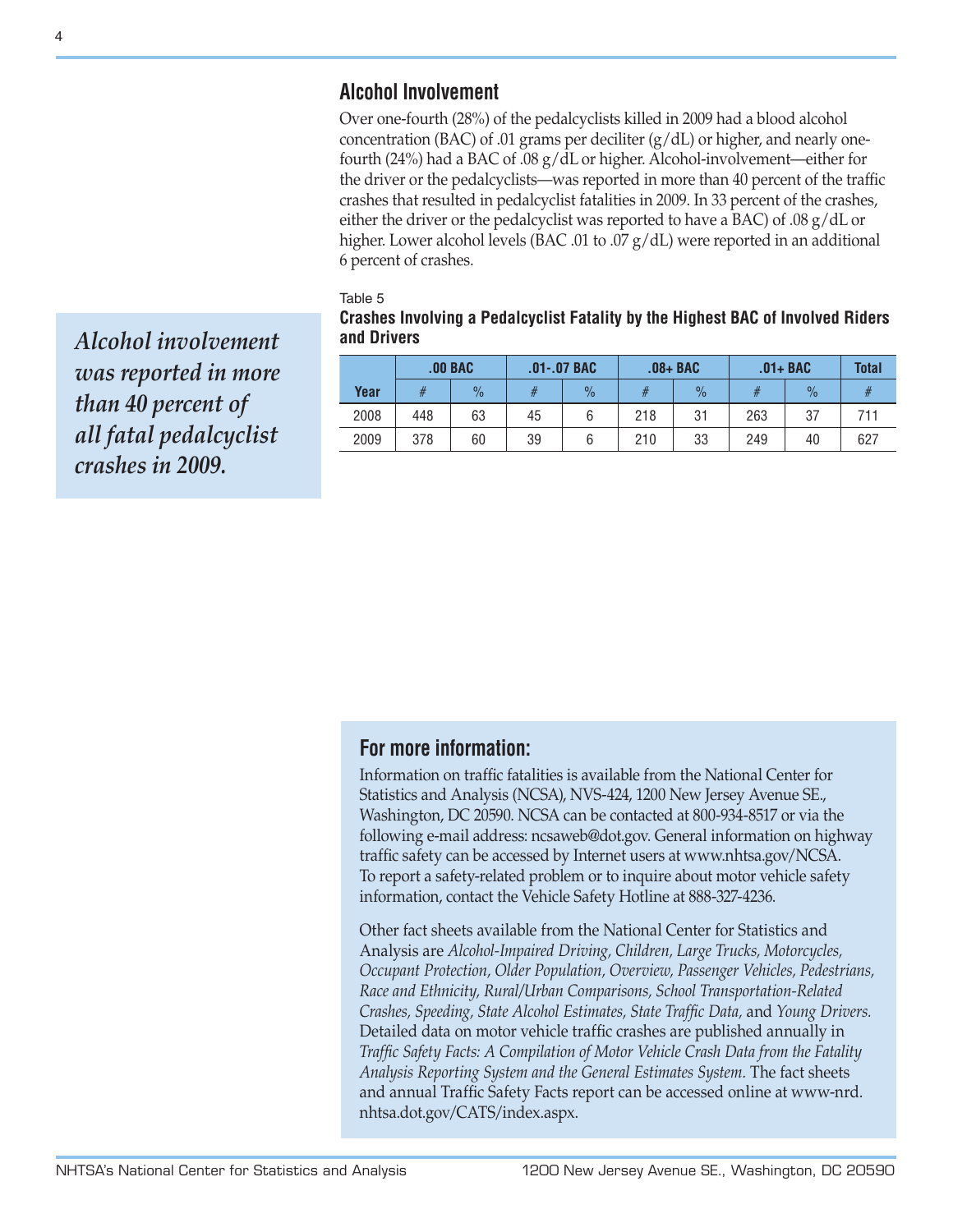## Alcohol Involvement

Over one-fourth (28%) of the pedalcyclists killed in 2009 had a blood alcohol concentration (BAC) of .01 grams per deciliter (g/dL) or higher, and nearly one-fourth (24%) had a BAC of .08 g/dL or higher. Alcohol-involvement—either for the driver or the pedalcyclists—was reported in more than 40 percent of the traffic crashes that resulted in pedalcyclist fatalities in 2009. In 33 percent of the crashes, either the driver or the pedalcyclist was reported to have a BAC) of .08 g/dL or higher. Lower alcohol levels (BAC .01 to .07 g/dL) were reported in an additional 6 percent of crashes.

*Alcohol involvement was reported in more than 40 percent of all fatal pedalcyclist crashes in 2009.*

Table 5

**Crashes Involving a Pedalcyclist Fatality by the Highest BAC of Involved Riders and Drivers**

| | .00 BAC | | .01-.07 BAC | | .08+ BAC | | .01+ BAC | | Total |
|---|---|---|---|---|---|---|---|---|---|
| Year | # | % | # | % | # | % | # | % | # |
| 2008 | 448 | 63 | 45 | 6 | 218 | 31 | 263 | 37 | 711 |
| 2009 | 378 | 60 | 39 | 6 | 210 | 33 | 249 | 40 | 627 |

## For more information:

Information on traffic fatalities is available from the National Center for Statistics and Analysis (NCSA), NVS-424, 1200 New Jersey Avenue SE., Washington, DC 20590. NCSA can be contacted at 800-934-8517 or via the following e-mail address: ncsaweb@dot.gov. General information on highway traffic safety can be accessed by Internet users at www.nhtsa.gov/NCSA. To report a safety-related problem or to inquire about motor vehicle safety information, contact the Vehicle Safety Hotline at 888-327-4236.

Other fact sheets available from the National Center for Statistics and Analysis are *Alcohol-Impaired Driving, Children, Large Trucks, Motorcycles, Occupant Protection, Older Population, Overview, Passenger Vehicles, Pedestrians, Race and Ethnicity, Rural/Urban Comparisons, School Transportation-Related Crashes, Speeding, State Alcohol Estimates, State Traffic Data,* and *Young Drivers.* Detailed data on motor vehicle traffic crashes are published annually in *Traffic Safety Facts: A Compilation of Motor Vehicle Crash Data from the Fatality Analysis Reporting System and the General Estimates System.* The fact sheets and annual Traffic Safety Facts report can be accessed online at www-nrd.nhtsa.dot.gov/CATS/index.aspx.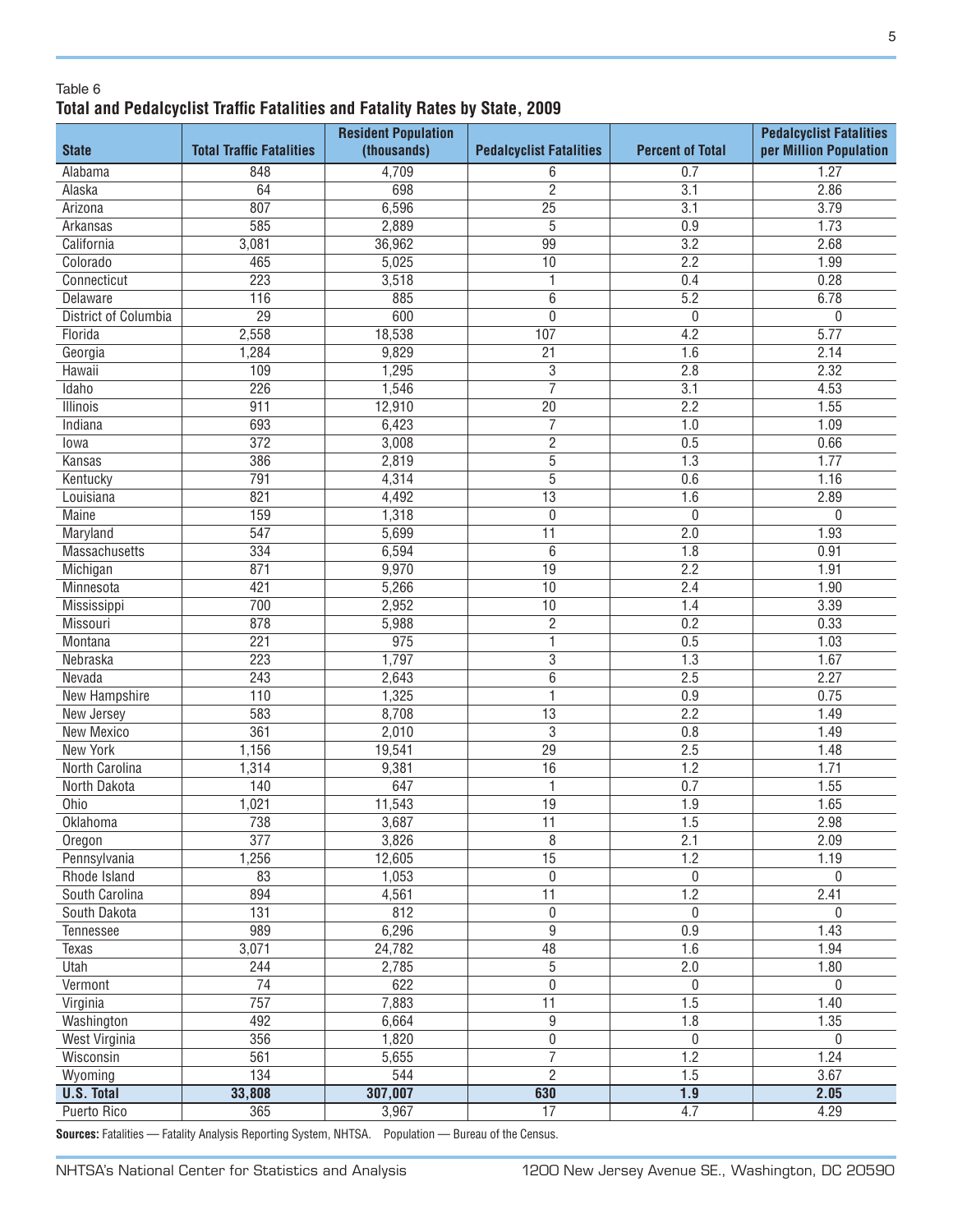Table 6

**Total and Pedalcyclist Traffic Fatalities and Fatality Rates by State, 2009**

| State | Total Traffic Fatalities | Resident Population (thousands) | Pedalcyclist Fatalities | Percent of Total | Pedalcyclist Fatalities per Million Population |
|---|---|---|---|---|---|
| Alabama | 848 | 4,709 | 6 | 0.7 | 1.27 |
| Alaska | 64 | 698 | 2 | 3.1 | 2.86 |
| Arizona | 807 | 6,596 | 25 | 3.1 | 3.79 |
| Arkansas | 585 | 2,889 | 5 | 0.9 | 1.73 |
| California | 3,081 | 36,962 | 99 | 3.2 | 2.68 |
| Colorado | 465 | 5,025 | 10 | 2.2 | 1.99 |
| Connecticut | 223 | 3,518 | 1 | 0.4 | 0.28 |
| Delaware | 116 | 885 | 6 | 5.2 | 6.78 |
| District of Columbia | 29 | 600 | 0 | 0 | 0 |
| Florida | 2,558 | 18,538 | 107 | 4.2 | 5.77 |
| Georgia | 1,284 | 9,829 | 21 | 1.6 | 2.14 |
| Hawaii | 109 | 1,295 | 3 | 2.8 | 2.32 |
| Idaho | 226 | 1,546 | 7 | 3.1 | 4.53 |
| Illinois | 911 | 12,910 | 20 | 2.2 | 1.55 |
| Indiana | 693 | 6,423 | 7 | 1.0 | 1.09 |
| Iowa | 372 | 3,008 | 2 | 0.5 | 0.66 |
| Kansas | 386 | 2,819 | 5 | 1.3 | 1.77 |
| Kentucky | 791 | 4,314 | 5 | 0.6 | 1.16 |
| Louisiana | 821 | 4,492 | 13 | 1.6 | 2.89 |
| Maine | 159 | 1,318 | 0 | 0 | 0 |
| Maryland | 547 | 5,699 | 11 | 2.0 | 1.93 |
| Massachusetts | 334 | 6,594 | 6 | 1.8 | 0.91 |
| Michigan | 871 | 9,970 | 19 | 2.2 | 1.91 |
| Minnesota | 421 | 5,266 | 10 | 2.4 | 1.90 |
| Mississippi | 700 | 2,952 | 10 | 1.4 | 3.39 |
| Missouri | 878 | 5,988 | 2 | 0.2 | 0.33 |
| Montana | 221 | 975 | 1 | 0.5 | 1.03 |
| Nebraska | 223 | 1,797 | 3 | 1.3 | 1.67 |
| Nevada | 243 | 2,643 | 6 | 2.5 | 2.27 |
| New Hampshire | 110 | 1,325 | 1 | 0.9 | 0.75 |
| New Jersey | 583 | 8,708 | 13 | 2.2 | 1.49 |
| New Mexico | 361 | 2,010 | 3 | 0.8 | 1.49 |
| New York | 1,156 | 19,541 | 29 | 2.5 | 1.48 |
| North Carolina | 1,314 | 9,381 | 16 | 1.2 | 1.71 |
| North Dakota | 140 | 647 | 1 | 0.7 | 1.55 |
| Ohio | 1,021 | 11,543 | 19 | 1.9 | 1.65 |
| Oklahoma | 738 | 3,687 | 11 | 1.5 | 2.98 |
| Oregon | 377 | 3,826 | 8 | 2.1 | 2.09 |
| Pennsylvania | 1,256 | 12,605 | 15 | 1.2 | 1.19 |
| Rhode Island | 83 | 1,053 | 0 | 0 | 0 |
| South Carolina | 894 | 4,561 | 11 | 1.2 | 2.41 |
| South Dakota | 131 | 812 | 0 | 0 | 0 |
| Tennessee | 989 | 6,296 | 9 | 0.9 | 1.43 |
| Texas | 3,071 | 24,782 | 48 | 1.6 | 1.94 |
| Utah | 244 | 2,785 | 5 | 2.0 | 1.80 |
| Vermont | 74 | 622 | 0 | 0 | 0 |
| Virginia | 757 | 7,883 | 11 | 1.5 | 1.40 |
| Washington | 492 | 6,664 | 9 | 1.8 | 1.35 |
| West Virginia | 356 | 1,820 | 0 | 0 | 0 |
| Wisconsin | 561 | 5,655 | 7 | 1.2 | 1.24 |
| Wyoming | 134 | 544 | 2 | 1.5 | 3.67 |
| **U.S. Total** | **33,808** | **307,007** | **630** | **1.9** | **2.05** |
| Puerto Rico | 365 | 3,967 | 17 | 4.7 | 4.29 |

**Sources:** Fatalities — Fatality Analysis Reporting System, NHTSA. Population — Bureau of the Census.